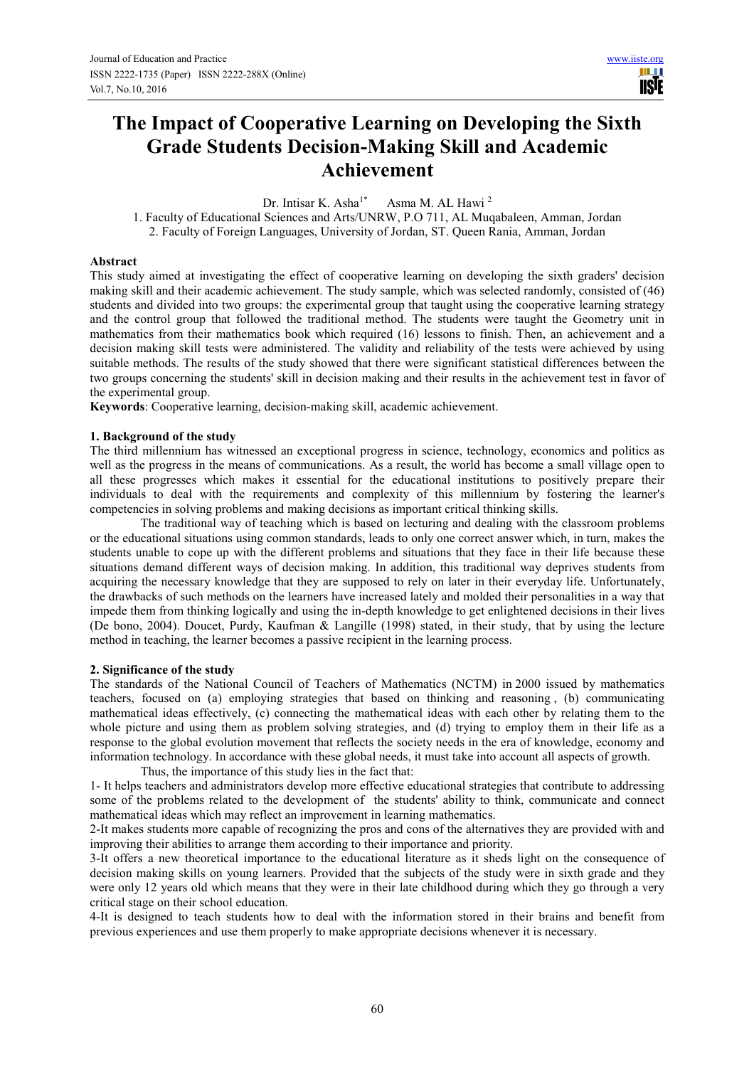# The Impact of Cooperative Learning on Developing the Sixth Grade Students Decision-Making Skill and Academic Achievement

Dr. Intisar K. Asha[1*] Asma M. AL Hawi [2]

1. Faculty of Educational Sciences and Arts/UNRW, P.O 711, AL Muqabaleen, Amman, Jordan
2. Faculty of Foreign Languages, University of Jordan, ST. Queen Rania, Amman, Jordan

**Abstract**

This study aimed at investigating the effect of cooperative learning on developing the sixth graders' decision making skill and their academic achievement. The study sample, which was selected randomly, consisted of (46) students and divided into two groups: the experimental group that taught using the cooperative learning strategy and the control group that followed the traditional method. The students were taught the Geometry unit in mathematics from their mathematics book which required (16) lessons to finish. Then, an achievement and a decision making skill tests were administered. The validity and reliability of the tests were achieved by using suitable methods. The results of the study showed that there were significant statistical differences between the two groups concerning the students' skill in decision making and their results in the achievement test in favor of the experimental group.

**Keywords**: Cooperative learning, decision-making skill, academic achievement.

## 1. Background of the study

The third millennium has witnessed an exceptional progress in science, technology, economics and politics as well as the progress in the means of communications. As a result, the world has become a small village open to all these progresses which makes it essential for the educational institutions to positively prepare their individuals to deal with the requirements and complexity of this millennium by fostering the learner's competencies in solving problems and making decisions as important critical thinking skills.

The traditional way of teaching which is based on lecturing and dealing with the classroom problems or the educational situations using common standards, leads to only one correct answer which, in turn, makes the students unable to cope up with the different problems and situations that they face in their life because these situations demand different ways of decision making. In addition, this traditional way deprives students from acquiring the necessary knowledge that they are supposed to rely on later in their everyday life. Unfortunately, the drawbacks of such methods on the learners have increased lately and molded their personalities in a way that impede them from thinking logically and using the in-depth knowledge to get enlightened decisions in their lives (De bono, 2004). Doucet, Purdy, Kaufman & Langille (1998) stated, in their study, that by using the lecture method in teaching, the learner becomes a passive recipient in the learning process.

## 2. Significance of the study

The standards of the National Council of Teachers of Mathematics (NCTM) in 2000 issued by mathematics teachers, focused on (a) employing strategies that based on thinking and reasoning , (b) communicating mathematical ideas effectively, (c) connecting the mathematical ideas with each other by relating them to the whole picture and using them as problem solving strategies, and (d) trying to employ them in their life as a response to the global evolution movement that reflects the society needs in the era of knowledge, economy and information technology. In accordance with these global needs, it must take into account all aspects of growth.

Thus, the importance of this study lies in the fact that:

1- It helps teachers and administrators develop more effective educational strategies that contribute to addressing some of the problems related to the development of the students' ability to think, communicate and connect mathematical ideas which may reflect an improvement in learning mathematics.

2-It makes students more capable of recognizing the pros and cons of the alternatives they are provided with and improving their abilities to arrange them according to their importance and priority.

3-It offers a new theoretical importance to the educational literature as it sheds light on the consequence of decision making skills on young learners. Provided that the subjects of the study were in sixth grade and they were only 12 years old which means that they were in their late childhood during which they go through a very critical stage on their school education.

4-It is designed to teach students how to deal with the information stored in their brains and benefit from previous experiences and use them properly to make appropriate decisions whenever it is necessary.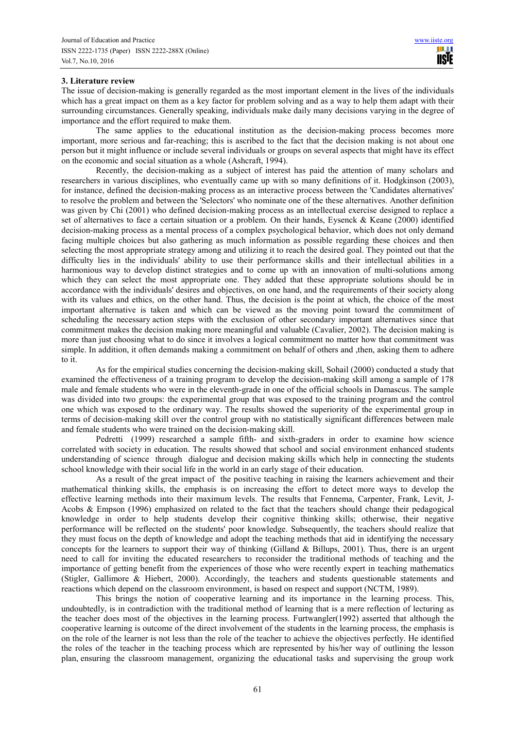### 3. Literature review

The issue of decision-making is generally regarded as the most important element in the lives of the individuals which has a great impact on them as a key factor for problem solving and as a way to help them adapt with their surrounding circumstances. Generally speaking, individuals make daily many decisions varying in the degree of importance and the effort required to make them.

The same applies to the educational institution as the decision-making process becomes more important, more serious and far-reaching; this is ascribed to the fact that the decision making is not about one person but it might influence or include several individuals or groups on several aspects that might have its effect on the economic and social situation as a whole (Ashcraft, 1994).

Recently, the decision-making as a subject of interest has paid the attention of many scholars and researchers in various disciplines, who eventually came up with so many definitions of it. Hodgkinson (2003), for instance, defined the decision-making process as an interactive process between the 'Candidates alternatives' to resolve the problem and between the 'Selectors' who nominate one of the these alternatives. Another definition was given by Chi (2001) who defined decision-making process as an intellectual exercise designed to replace a set of alternatives to face a certain situation or a problem. On their hands, Eysenck & Keane (2000) identified decision-making process as a mental process of a complex psychological behavior, which does not only demand facing multiple choices but also gathering as much information as possible regarding these choices and then selecting the most appropriate strategy among and utilizing it to reach the desired goal. They pointed out that the difficulty lies in the individuals' ability to use their performance skills and their intellectual abilities in a harmonious way to develop distinct strategies and to come up with an innovation of multi-solutions among which they can select the most appropriate one. They added that these appropriate solutions should be in accordance with the individuals' desires and objectives, on one hand, and the requirements of their society along with its values and ethics, on the other hand. Thus, the decision is the point at which, the choice of the most important alternative is taken and which can be viewed as the moving point toward the commitment of scheduling the necessary action steps with the exclusion of other secondary important alternatives since that commitment makes the decision making more meaningful and valuable (Cavalier, 2002). The decision making is more than just choosing what to do since it involves a logical commitment no matter how that commitment was simple. In addition, it often demands making a commitment on behalf of others and ,then, asking them to adhere to it.

As for the empirical studies concerning the decision-making skill, Sohail (2000) conducted a study that examined the effectiveness of a training program to develop the decision-making skill among a sample of 178 male and female students who were in the eleventh-grade in one of the official schools in Damascus. The sample was divided into two groups: the experimental group that was exposed to the training program and the control one which was exposed to the ordinary way. The results showed the superiority of the experimental group in terms of decision-making skill over the control group with no statistically significant differences between male and female students who were trained on the decision-making skill.

Pedretti (1999) researched a sample fifth- and sixth-graders in order to examine how science correlated with society in education. The results showed that school and social environment enhanced students understanding of science through dialogue and decision making skills which help in connecting the students school knowledge with their social life in the world in an early stage of their education.

As a result of the great impact of the positive teaching in raising the learners achievement and their mathematical thinking skills, the emphasis is on increasing the effort to detect more ways to develop the effective learning methods into their maximum levels. The results that Fennema, Carpenter, Frank, Levit, J-Acobs & Empson (1996) emphasized on related to the fact that the teachers should change their pedagogical knowledge in order to help students develop their cognitive thinking skills; otherwise, their negative performance will be reflected on the students' poor knowledge. Subsequently, the teachers should realize that they must focus on the depth of knowledge and adopt the teaching methods that aid in identifying the necessary concepts for the learners to support their way of thinking (Gilland & Billups, 2001). Thus, there is an urgent need to call for inviting the educated researchers to reconsider the traditional methods of teaching and the importance of getting benefit from the experiences of those who were recently expert in teaching mathematics (Stigler, Gallimore & Hiebert, 2000). Accordingly, the teachers and students questionable statements and reactions which depend on the classroom environment, is based on respect and support (NCTM, 1989).

This brings the notion of cooperative learning and its importance in the learning process. This, undoubtedly, is in contradiction with the traditional method of learning that is a mere reflection of lecturing as the teacher does most of the objectives in the learning process. Furtwangler(1992) asserted that although the cooperative learning is outcome of the direct involvement of the students in the learning process, the emphasis is on the role of the learner is not less than the role of the teacher to achieve the objectives perfectly. He identified the roles of the teacher in the teaching process which are represented by his/her way of outlining the lesson plan, ensuring the classroom management, organizing the educational tasks and supervising the group work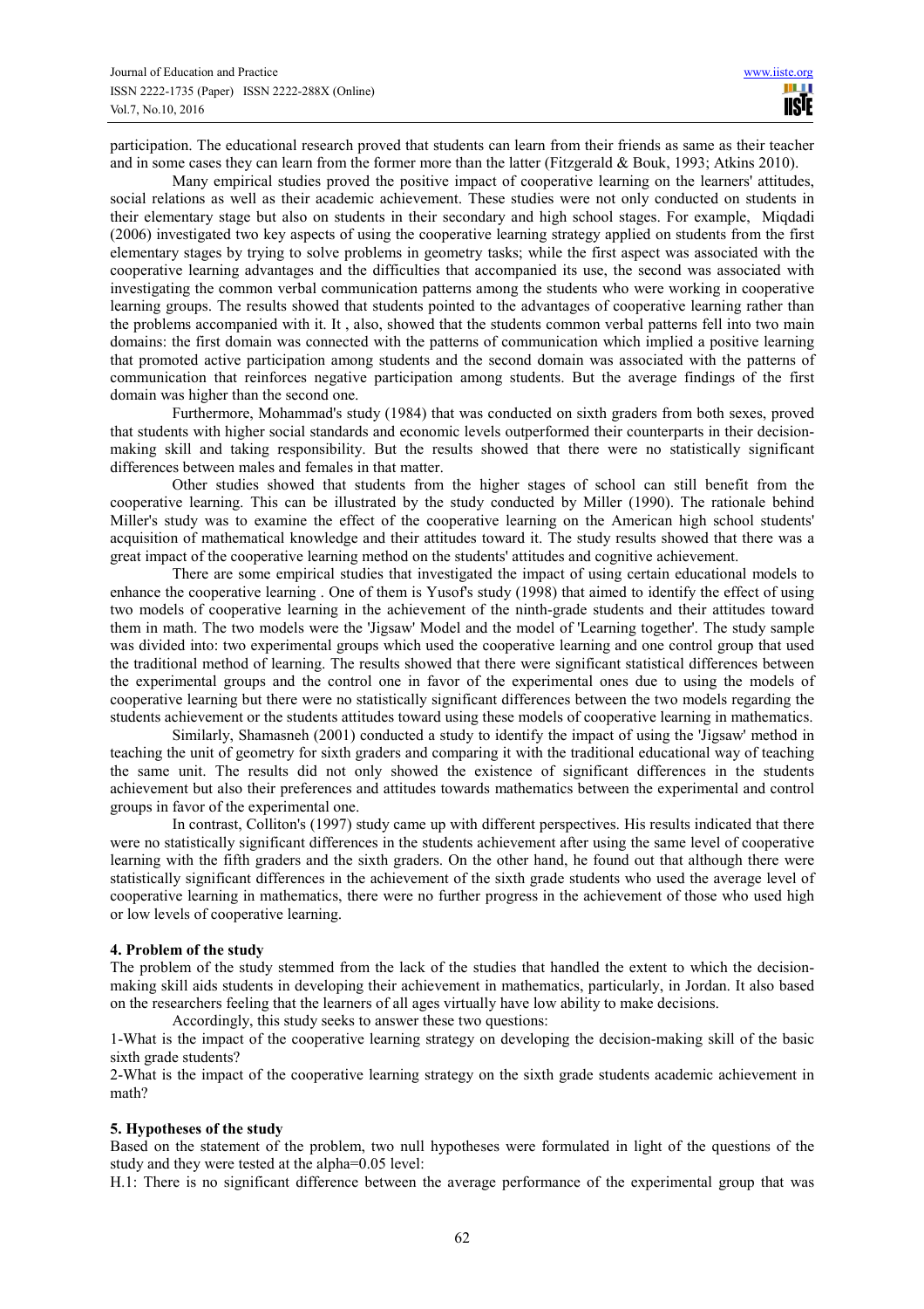participation. The educational research proved that students can learn from their friends as same as their teacher and in some cases they can learn from the former more than the latter (Fitzgerald & Bouk, 1993; Atkins 2010).

Many empirical studies proved the positive impact of cooperative learning on the learners' attitudes, social relations as well as their academic achievement. These studies were not only conducted on students in their elementary stage but also on students in their secondary and high school stages. For example, Miqdadi (2006) investigated two key aspects of using the cooperative learning strategy applied on students from the first elementary stages by trying to solve problems in geometry tasks; while the first aspect was associated with the cooperative learning advantages and the difficulties that accompanied its use, the second was associated with investigating the common verbal communication patterns among the students who were working in cooperative learning groups. The results showed that students pointed to the advantages of cooperative learning rather than the problems accompanied with it. It , also, showed that the students common verbal patterns fell into two main domains: the first domain was connected with the patterns of communication which implied a positive learning that promoted active participation among students and the second domain was associated with the patterns of communication that reinforces negative participation among students. But the average findings of the first domain was higher than the second one.

Furthermore, Mohammad's study (1984) that was conducted on sixth graders from both sexes, proved that students with higher social standards and economic levels outperformed their counterparts in their decision-making skill and taking responsibility. But the results showed that there were no statistically significant differences between males and females in that matter.

Other studies showed that students from the higher stages of school can still benefit from the cooperative learning. This can be illustrated by the study conducted by Miller (1990). The rationale behind Miller's study was to examine the effect of the cooperative learning on the American high school students' acquisition of mathematical knowledge and their attitudes toward it. The study results showed that there was a great impact of the cooperative learning method on the students' attitudes and cognitive achievement.

There are some empirical studies that investigated the impact of using certain educational models to enhance the cooperative learning . One of them is Yusof's study (1998) that aimed to identify the effect of using two models of cooperative learning in the achievement of the ninth-grade students and their attitudes toward them in math. The two models were the 'Jigsaw' Model and the model of 'Learning together'. The study sample was divided into: two experimental groups which used the cooperative learning and one control group that used the traditional method of learning. The results showed that there were significant statistical differences between the experimental groups and the control one in favor of the experimental ones due to using the models of cooperative learning but there were no statistically significant differences between the two models regarding the students achievement or the students attitudes toward using these models of cooperative learning in mathematics.

Similarly, Shamasneh (2001) conducted a study to identify the impact of using the 'Jigsaw' method in teaching the unit of geometry for sixth graders and comparing it with the traditional educational way of teaching the same unit. The results did not only showed the existence of significant differences in the students achievement but also their preferences and attitudes towards mathematics between the experimental and control groups in favor of the experimental one.

In contrast, Colliton's (1997) study came up with different perspectives. His results indicated that there were no statistically significant differences in the students achievement after using the same level of cooperative learning with the fifth graders and the sixth graders. On the other hand, he found out that although there were statistically significant differences in the achievement of the sixth grade students who used the average level of cooperative learning in mathematics, there were no further progress in the achievement of those who used high or low levels of cooperative learning.

## 4. Problem of the study

The problem of the study stemmed from the lack of the studies that handled the extent to which the decision-making skill aids students in developing their achievement in mathematics, particularly, in Jordan. It also based on the researchers feeling that the learners of all ages virtually have low ability to make decisions.

Accordingly, this study seeks to answer these two questions:

1-What is the impact of the cooperative learning strategy on developing the decision-making skill of the basic sixth grade students?

2-What is the impact of the cooperative learning strategy on the sixth grade students academic achievement in math?

## 5. Hypotheses of the study

Based on the statement of the problem, two null hypotheses were formulated in light of the questions of the study and they were tested at the alpha=0.05 level:

H.1: There is no significant difference between the average performance of the experimental group that was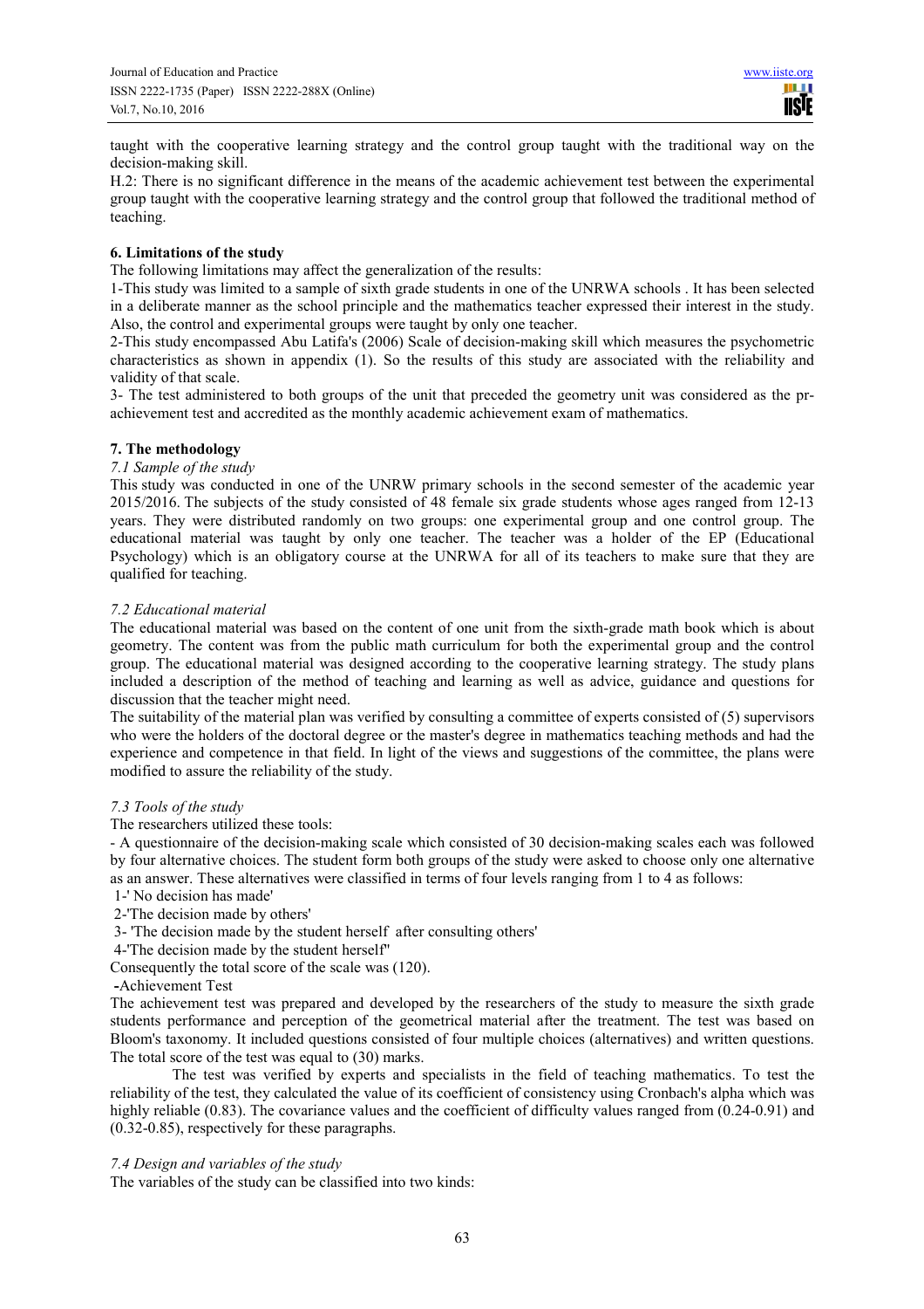taught with the cooperative learning strategy and the control group taught with the traditional way on the decision-making skill.

H.2: There is no significant difference in the means of the academic achievement test between the experimental group taught with the cooperative learning strategy and the control group that followed the traditional method of teaching.

## 6. Limitations of the study

The following limitations may affect the generalization of the results:

1-This study was limited to a sample of sixth grade students in one of the UNRWA schools . It has been selected in a deliberate manner as the school principle and the mathematics teacher expressed their interest in the study. Also, the control and experimental groups were taught by only one teacher.

2-This study encompassed Abu Latifa's (2006) Scale of decision-making skill which measures the psychometric characteristics as shown in appendix (1). So the results of this study are associated with the reliability and validity of that scale.

3- The test administered to both groups of the unit that preceded the geometry unit was considered as the pr-achievement test and accredited as the monthly academic achievement exam of mathematics.

## 7. The methodology

### *7.1 Sample of the study*

This study was conducted in one of the UNRW primary schools in the second semester of the academic year 2015/2016. The subjects of the study consisted of 48 female six grade students whose ages ranged from 12-13 years. They were distributed randomly on two groups: one experimental group and one control group. The educational material was taught by only one teacher. The teacher was a holder of the EP (Educational Psychology) which is an obligatory course at the UNRWA for all of its teachers to make sure that they are qualified for teaching.

### *7.2 Educational material*

The educational material was based on the content of one unit from the sixth-grade math book which is about geometry. The content was from the public math curriculum for both the experimental group and the control group. The educational material was designed according to the cooperative learning strategy. The study plans included a description of the method of teaching and learning as well as advice, guidance and questions for discussion that the teacher might need.

The suitability of the material plan was verified by consulting a committee of experts consisted of (5) supervisors who were the holders of the doctoral degree or the master's degree in mathematics teaching methods and had the experience and competence in that field. In light of the views and suggestions of the committee, the plans were modified to assure the reliability of the study.

### *7.3 Tools of the study*

The researchers utilized these tools:

- A questionnaire of the decision-making scale which consisted of 30 decision-making scales each was followed by four alternative choices. The student form both groups of the study were asked to choose only one alternative as an answer. These alternatives were classified in terms of four levels ranging from 1 to 4 as follows:

1-' No decision has made'

2-'The decision made by others'

3- 'The decision made by the student herself after consulting others'

4-'The decision made by the student herself''

Consequently the total score of the scale was (120).

-Achievement Test

The achievement test was prepared and developed by the researchers of the study to measure the sixth grade students performance and perception of the geometrical material after the treatment. The test was based on Bloom's taxonomy. It included questions consisted of four multiple choices (alternatives) and written questions. The total score of the test was equal to (30) marks.

The test was verified by experts and specialists in the field of teaching mathematics. To test the reliability of the test, they calculated the value of its coefficient of consistency using Cronbach's alpha which was highly reliable (0.83). The covariance values and the coefficient of difficulty values ranged from (0.24-0.91) and (0.32-0.85), respectively for these paragraphs.

### *7.4 Design and variables of the study*

The variables of the study can be classified into two kinds: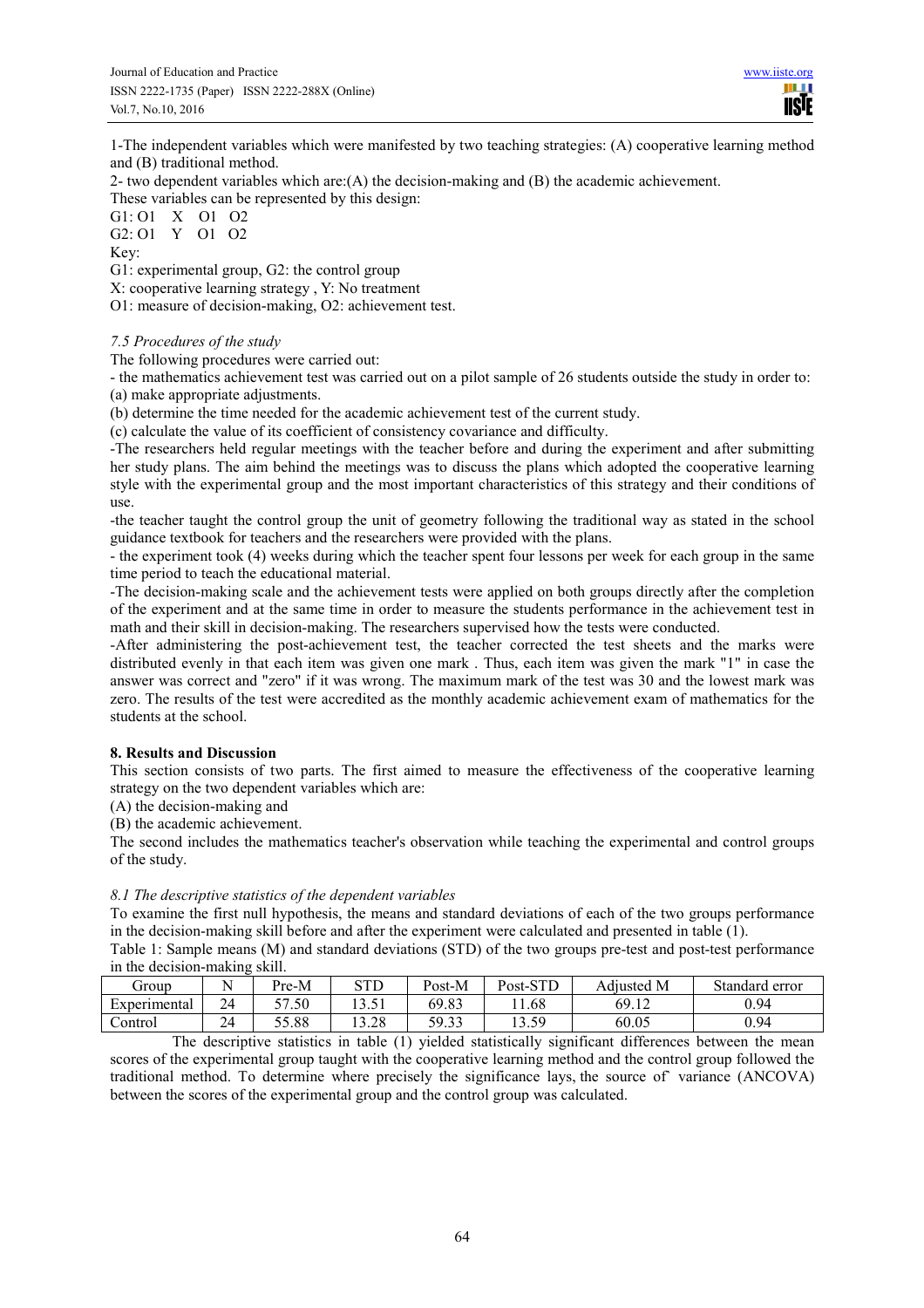1-The independent variables which were manifested by two teaching strategies: (A) cooperative learning method and (B) traditional method.

2- two dependent variables which are:(A) the decision-making and (B) the academic achievement.

These variables can be represented by this design:

G1: O1 X O1 O2

G2: O1 Y O1 O2

Key:

G1: experimental group, G2: the control group

X: cooperative learning strategy , Y: No treatment

O1: measure of decision-making, O2: achievement test.

### *7.5 Procedures of the study*

The following procedures were carried out:

- the mathematics achievement test was carried out on a pilot sample of 26 students outside the study in order to:

(a) make appropriate adjustments.

(b) determine the time needed for the academic achievement test of the current study.

(c) calculate the value of its coefficient of consistency covariance and difficulty.

-The researchers held regular meetings with the teacher before and during the experiment and after submitting her study plans. The aim behind the meetings was to discuss the plans which adopted the cooperative learning style with the experimental group and the most important characteristics of this strategy and their conditions of use.

-the teacher taught the control group the unit of geometry following the traditional way as stated in the school guidance textbook for teachers and the researchers were provided with the plans.

- the experiment took (4) weeks during which the teacher spent four lessons per week for each group in the same time period to teach the educational material.

-The decision-making scale and the achievement tests were applied on both groups directly after the completion of the experiment and at the same time in order to measure the students performance in the achievement test in math and their skill in decision-making. The researchers supervised how the tests were conducted.

-After administering the post-achievement test, the teacher corrected the test sheets and the marks were distributed evenly in that each item was given one mark . Thus, each item was given the mark "1" in case the answer was correct and "zero" if it was wrong. The maximum mark of the test was 30 and the lowest mark was zero. The results of the test were accredited as the monthly academic achievement exam of mathematics for the students at the school.

## 8. Results and Discussion

This section consists of two parts. The first aimed to measure the effectiveness of the cooperative learning strategy on the two dependent variables which are:

(A) the decision-making and

(B) the academic achievement.

The second includes the mathematics teacher's observation while teaching the experimental and control groups of the study.

### *8.1 The descriptive statistics of the dependent variables*

To examine the first null hypothesis, the means and standard deviations of each of the two groups performance in the decision-making skill before and after the experiment were calculated and presented in table (1).

Table 1: Sample means (M) and standard deviations (STD) of the two groups pre-test and post-test performance in the decision-making skill.

| Group | N | Pre-M | STD | Post-M | Post-STD | Adjusted M | Standard error |
|---|---|---|---|---|---|---|---|
| Experimental | 24 | 57.50 | 13.51 | 69.83 | 11.68 | 69.12 | 0.94 |
| Control | 24 | 55.88 | 13.28 | 59.33 | 13.59 | 60.05 | 0.94 |

The descriptive statistics in table (1) yielded statistically significant differences between the mean scores of the experimental group taught with the cooperative learning method and the control group followed the traditional method. To determine where precisely the significance lays, the source of variance (ANCOVA) between the scores of the experimental group and the control group was calculated.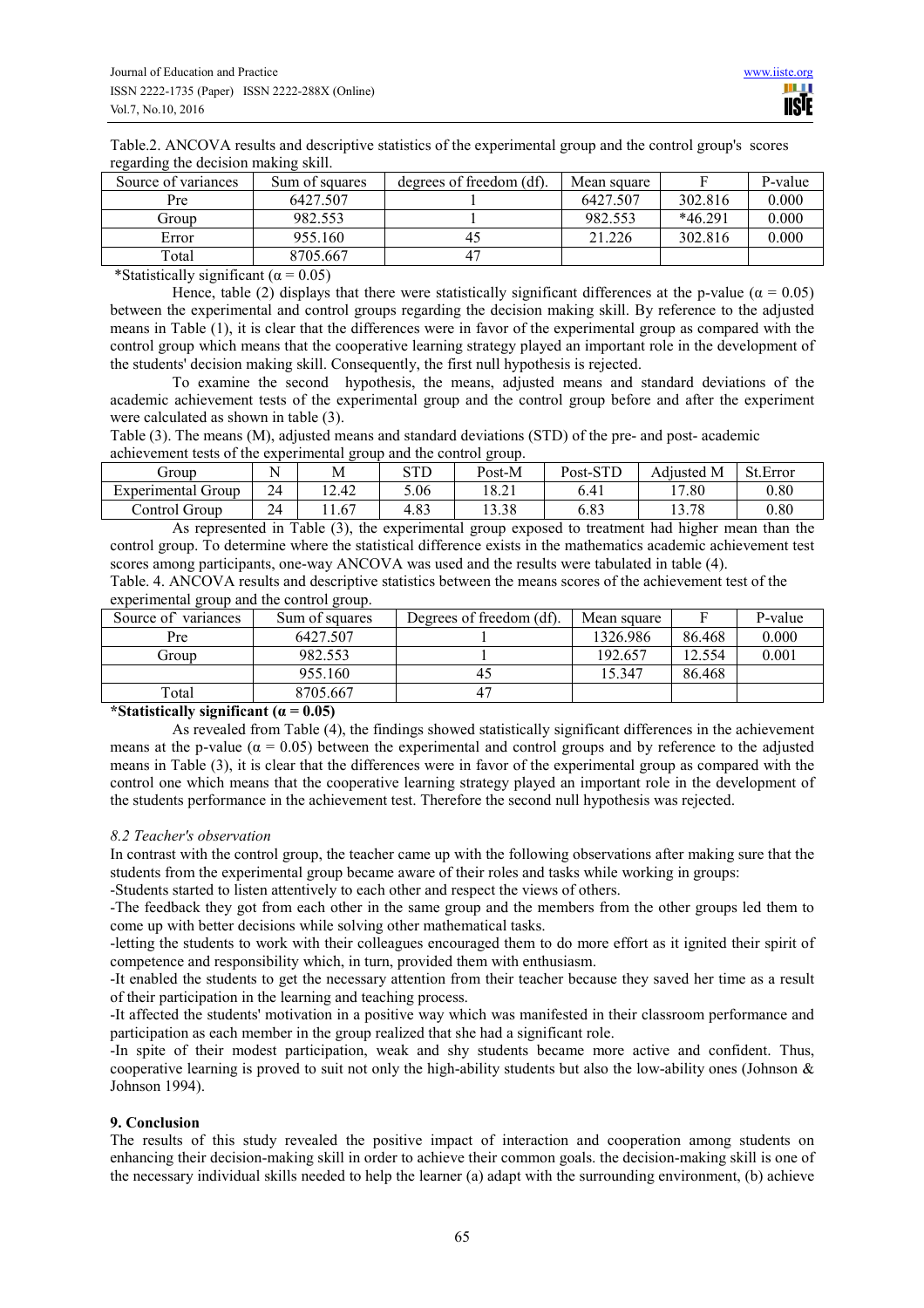Table.2. ANCOVA results and descriptive statistics of the experimental group and the control group's scores regarding the decision making skill.

| Source of variances | Sum of squares | degrees of freedom (df). | Mean square | F | P-value |
|---|---|---|---|---|---|
| Pre | 6427.507 | 1 | 6427.507 | 302.816 | 0.000 |
| Group | 982.553 | 1 | 982.553 | *46.291 | 0.000 |
| Error | 955.160 | 45 | 21.226 | 302.816 | 0.000 |
| Total | 8705.667 | 47 | | | |

*Statistically significant ($\alpha = 0.05$)

Hence, table (2) displays that there were statistically significant differences at the p-value ($\alpha = 0.05$) between the experimental and control groups regarding the decision making skill. By reference to the adjusted means in Table (1), it is clear that the differences were in favor of the experimental group as compared with the control group which means that the cooperative learning strategy played an important role in the development of the students' decision making skill. Consequently, the first null hypothesis is rejected.

To examine the second hypothesis, the means, adjusted means and standard deviations of the academic achievement tests of the experimental group and the control group before and after the experiment were calculated as shown in table (3).

Table (3). The means (M), adjusted means and standard deviations (STD) of the pre- and post- academic achievement tests of the experimental group and the control group.

| Group | N | M | STD | Post-M | Post-STD | Adjusted M | St.Error |
|---|---|---|---|---|---|---|---|
| Experimental Group | 24 | 12.42 | 5.06 | 18.21 | 6.41 | 17.80 | 0.80 |
| Control Group | 24 | 11.67 | 4.83 | 13.38 | 6.83 | 13.78 | 0.80 |

As represented in Table (3), the experimental group exposed to treatment had higher mean than the control group. To determine where the statistical difference exists in the mathematics academic achievement test scores among participants, one-way ANCOVA was used and the results were tabulated in table (4).

Table. 4. ANCOVA results and descriptive statistics between the means scores of the achievement test of the experimental group and the control group.

| Source of variances | Sum of squares | Degrees of freedom (df). | Mean square | F | P-value |
|---|---|---|---|---|---|
| Pre | 6427.507 | 1 | 1326.986 | 86.468 | 0.000 |
| Group | 982.553 | 1 | 192.657 | 12.554 | 0.001 |
| | 955.160 | 45 | 15.347 | 86.468 | |
| Total | 8705.667 | 47 | | | |

**\*Statistically significant ($\alpha = 0.05$)**

As revealed from Table (4), the findings showed statistically significant differences in the achievement means at the p-value ($\alpha = 0.05$) between the experimental and control groups and by reference to the adjusted means in Table (3), it is clear that the differences were in favor of the experimental group as compared with the control one which means that the cooperative learning strategy played an important role in the development of the students performance in the achievement test. Therefore the second null hypothesis was rejected.

### *8.2 Teacher's observation*

In contrast with the control group, the teacher came up with the following observations after making sure that the students from the experimental group became aware of their roles and tasks while working in groups:

-Students started to listen attentively to each other and respect the views of others.

-The feedback they got from each other in the same group and the members from the other groups led them to come up with better decisions while solving other mathematical tasks.

-letting the students to work with their colleagues encouraged them to do more effort as it ignited their spirit of competence and responsibility which, in turn, provided them with enthusiasm.

-It enabled the students to get the necessary attention from their teacher because they saved her time as a result of their participation in the learning and teaching process.

-It affected the students' motivation in a positive way which was manifested in their classroom performance and participation as each member in the group realized that she had a significant role.

-In spite of their modest participation, weak and shy students became more active and confident. Thus, cooperative learning is proved to suit not only the high-ability students but also the low-ability ones (Johnson & Johnson 1994).

## 9. Conclusion

The results of this study revealed the positive impact of interaction and cooperation among students on enhancing their decision-making skill in order to achieve their common goals. the decision-making skill is one of the necessary individual skills needed to help the learner (a) adapt with the surrounding environment, (b) achieve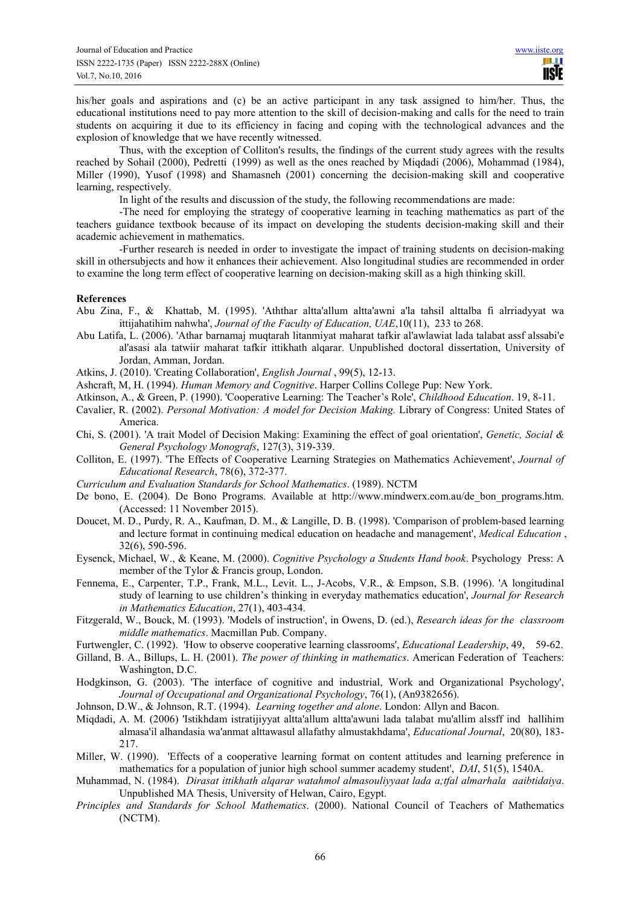his/her goals and aspirations and (c) be an active participant in any task assigned to him/her. Thus, the educational institutions need to pay more attention to the skill of decision-making and calls for the need to train students on acquiring it due to its efficiency in facing and coping with the technological advances and the explosion of knowledge that we have recently witnessed.

Thus, with the exception of Colliton's results, the findings of the current study agrees with the results reached by Sohail (2000), Pedretti (1999) as well as the ones reached by Miqdadi (2006), Mohammad (1984), Miller (1990), Yusof (1998) and Shamasneh (2001) concerning the decision-making skill and cooperative learning, respectively.

In light of the results and discussion of the study, the following recommendations are made:

-The need for employing the strategy of cooperative learning in teaching mathematics as part of the teachers guidance textbook because of its impact on developing the students decision-making skill and their academic achievement in mathematics.

-Further research is needed in order to investigate the impact of training students on decision-making skill in othersubjects and how it enhances their achievement. Also longitudinal studies are recommended in order to examine the long term effect of cooperative learning on decision-making skill as a high thinking skill.

**References**

Abu Zina, F., & Khattab, M. (1995). 'Aththar altta'allum altta'awni a'la tahsil alttalba fi alrriadyyat wa ittijahatihim nahwha', *Journal of the Faculty of Education, UAE*,10(11), 233 to 268.

Abu Latifa, L. (2006). 'Athar barnamaj muqtarah litanmiyat maharat tafkir al'awlawiat lada talabat assf alssabi'e al'asasi ala tatwiir maharat tafkir ittikhath alqarar. Unpublished doctoral dissertation, University of Jordan, Amman, Jordan.

Atkins, J. (2010). 'Creating Collaboration', *English Journal* , 99(5), 12-13.

Ashcraft, M, H. (1994). *Human Memory and Cognitive*. Harper Collins College Pup: New York.

Atkinson, A., & Green, P. (1990). 'Cooperative Learning: The Teacher's Role', *Childhood Education*. 19, 8-11.

Cavalier, R. (2002). *Personal Motivation: A model for Decision Making.* Library of Congress: United States of America.

Chi, S. (2001). 'A trait Model of Decision Making: Examining the effect of goal orientation', *Genetic, Social & General Psychology Monografs*, 127(3), 319-339.

Colliton, E. (1997). 'The Effects of Cooperative Learning Strategies on Mathematics Achievement', *Journal of Educational Research*, 78(6), 372-377.

*Curriculum and Evaluation Standards for School Mathematics*. (1989). NCTM

De bono, E. (2004). De Bono Programs. Available at http://www.mindwerx.com.au/de_bon_programs.htm. (Accessed: 11 November 2015).

Doucet, M. D., Purdy, R. A., Kaufman, D. M., & Langille, D. B. (1998). 'Comparison of problem-based learning and lecture format in continuing medical education on headache and management', *Medical Education* , 32(6), 590-596.

Eysenck, Michael, W., & Keane, M. (2000). *Cognitive Psychology a Students Hand book*. Psychology Press: A member of the Tylor & Francis group, London.

Fennema, E., Carpenter, T.P., Frank, M.L., Levit. L., J-Acobs, V.R., & Empson, S.B. (1996). 'A longitudinal study of learning to use children's thinking in everyday mathematics education', *Journal for Research in Mathematics Education*, 27(1), 403-434.

Fitzgerald, W., Bouck, M. (1993). 'Models of instruction', in Owens, D. (ed.), *Research ideas for the classroom middle mathematics*. Macmillan Pub. Company.

Furtwengler, C. (1992). 'How to observe cooperative learning classrooms', *Educational Leadership*, 49, 59-62.

Gilland, B. A., Billups, L. H. (2001). *The power of thinking in mathematics*. American Federation of Teachers: Washington, D.C.

Hodgkinson, G. (2003). 'The interface of cognitive and industrial, Work and Organizational Psychology', *Journal of Occupational and Organizational Psychology*, 76(1), (An9382656).

Johnson, D.W., & Johnson, R.T. (1994). *Learning together and alone*. London: Allyn and Bacon.

Miqdadi, A. M. (2006) 'Istikhdam istratijiyyat altta'allum altta'awuni lada talabat mu'allim alssff ind hallihim almasa'il alhandasia wa'anmat alttawasul allafathy almustakhdama', *Educational Journal*, 20(80), 183-217.

Miller, W. (1990). 'Effects of a cooperative learning format on content attitudes and learning preference in mathematics for a population of junior high school summer academy student', *DAI*, 51(5), 1540A.

Muhammad, N. (1984). *Dirasat ittikhath alqarar watahmol almasouliyyaat lada a;tfal almarhala aaibtidaiya*. Unpublished MA Thesis, University of Helwan, Cairo, Egypt.

*Principles and Standards for School Mathematics*. (2000). National Council of Teachers of Mathematics (NCTM).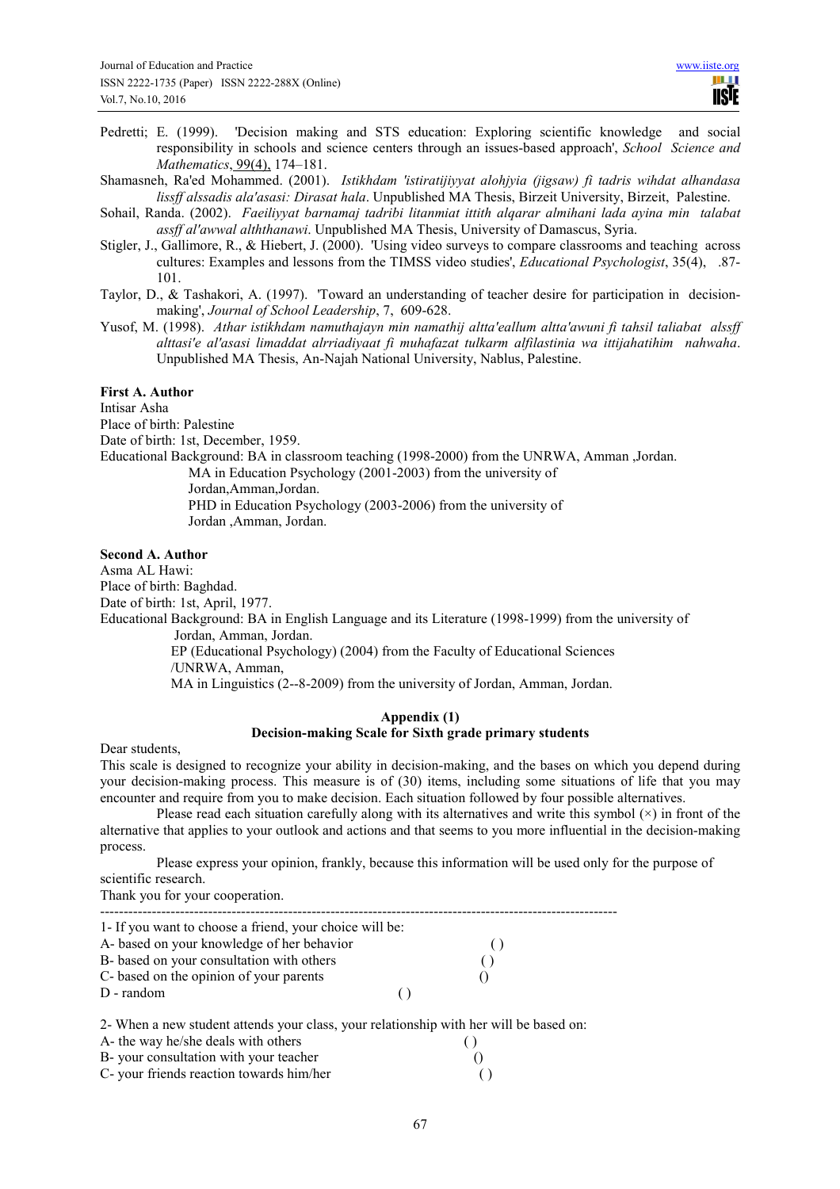Pedretti; E. (1999). 'Decision making and STS education: Exploring scientific knowledge and social responsibility in schools and science centers through an issues-based approach', *School Science and Mathematics*, 99(4), 174–181.

Shamasneh, Ra'ed Mohammed. (2001). *Istikhdam 'istiratijiyyat alohjyia (jigsaw) fi tadris wihdat alhandasa lissff alssadis ala'asasi: Dirasat hala*. Unpublished MA Thesis, Birzeit University, Birzeit, Palestine.

Sohail, Randa. (2002). *Faeiliyyat barnamaj tadribi litanmiat ittith alqarar almihani lada ayina min talabat assff al'awwal alththanawi*. Unpublished MA Thesis, University of Damascus, Syria.

Stigler, J., Gallimore, R., & Hiebert, J. (2000). 'Using video surveys to compare classrooms and teaching across cultures: Examples and lessons from the TIMSS video studies', *Educational Psychologist*, 35(4), .87-101.

Taylor, D., & Tashakori, A. (1997). 'Toward an understanding of teacher desire for participation in decision-making', *Journal of School Leadership*, 7, 609-628.

Yusof, M. (1998). *Athar istikhdam namuthajayn min namathij altta'eallum altta'awuni fi tahsil taliabat alssff alttasi'e al'asasi limaddat alrriadiyaat fi muhafazat tulkarm alfilastinia wa ittijahatihim nahwaha*. Unpublished MA Thesis, An-Najah National University, Nablus, Palestine.

**First A. Author**

Intisar Asha

Place of birth: Palestine

Date of birth: 1st, December, 1959.

Educational Background: BA in classroom teaching (1998-2000) from the UNRWA, Amman ,Jordan.

MA in Education Psychology (2001-2003) from the university of Jordan,Amman,Jordan.

PHD in Education Psychology (2003-2006) from the university of Jordan ,Amman, Jordan.

**Second A. Author**

Asma AL Hawi:

Place of birth: Baghdad.

Date of birth: 1st, April, 1977.

Educational Background: BA in English Language and its Literature (1998-1999) from the university of Jordan, Amman, Jordan.

EP (Educational Psychology) (2004) from the Faculty of Educational Sciences /UNRWA, Amman,

MA in Linguistics (2--8-2009) from the university of Jordan, Amman, Jordan.

## Appendix (1)

### Decision-making Scale for Sixth grade primary students

Dear students,

This scale is designed to recognize your ability in decision-making, and the bases on which you depend during your decision-making process. This measure is of (30) items, including some situations of life that you may encounter and require from you to make decision. Each situation followed by four possible alternatives.

Please read each situation carefully along with its alternatives and write this symbol (×) in front of the alternative that applies to your outlook and actions and that seems to you more influential in the decision-making process.

Please express your opinion, frankly, because this information will be used only for the purpose of scientific research.

Thank you for your cooperation.

---

1- If you want to choose a friend, your choice will be:

A- based on your knowledge of her behavior ( )

B- based on your consultation with others ( )

C- based on the opinion of your parents ()

D - random ( )

2- When a new student attends your class, your relationship with her will be based on:

A- the way he/she deals with others ( )

B- your consultation with your teacher ()

C- your friends reaction towards him/her ( )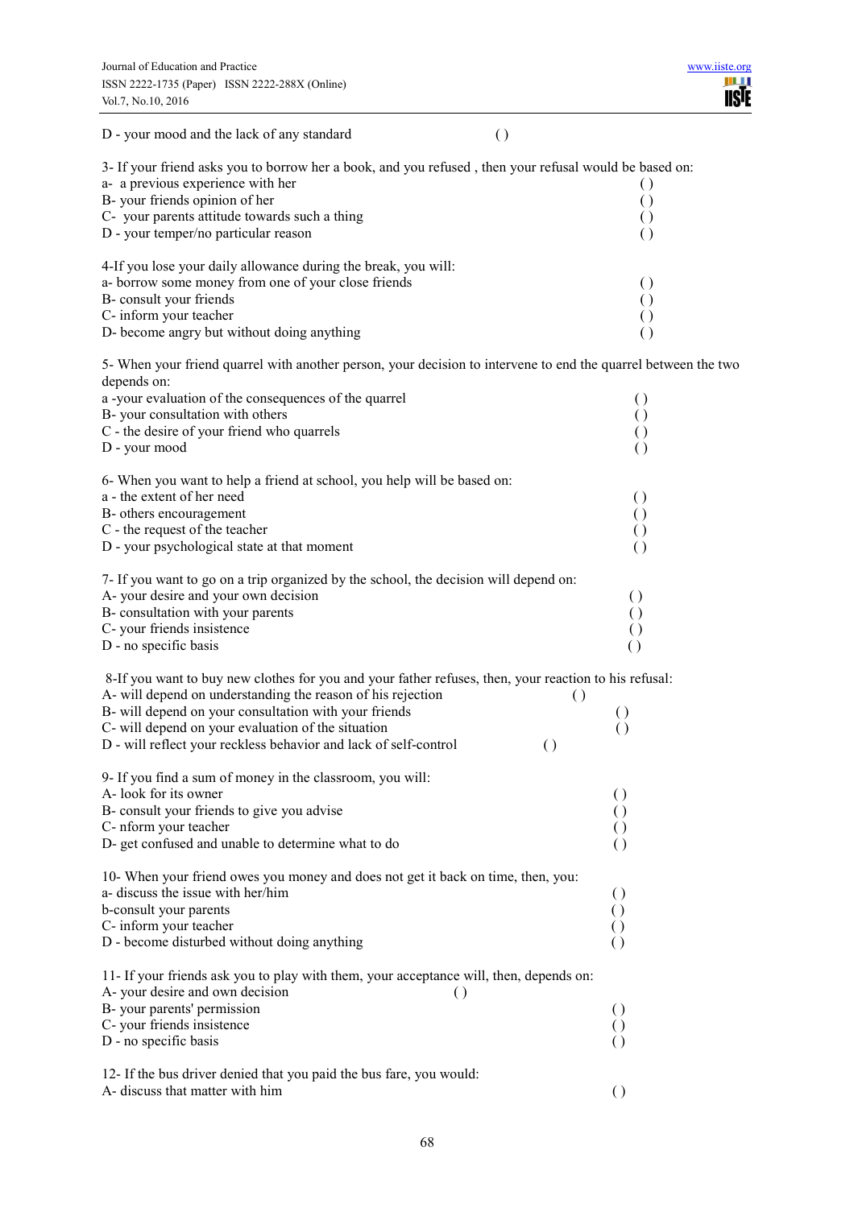D - your mood and the lack of any standard ( )

3- If your friend asks you to borrow her a book, and you refused , then your refusal would be based on:
a- a previous experience with her ( )
B- your friends opinion of her ( )
C- your parents attitude towards such a thing ( )
D - your temper/no particular reason ( )

4-If you lose your daily allowance during the break, you will:
a- borrow some money from one of your close friends ( )
B- consult your friends ( )
C- inform your teacher ( )
D- become angry but without doing anything ( )

5- When your friend quarrel with another person, your decision to intervene to end the quarrel between the two depends on:
a -your evaluation of the consequences of the quarrel ( )
B- your consultation with others ( )
C - the desire of your friend who quarrels ( )
D - your mood ( )

6- When you want to help a friend at school, you help will be based on:
a - the extent of her need ( )
B- others encouragement ( )
C - the request of the teacher ( )
D - your psychological state at that moment ( )

7- If you want to go on a trip organized by the school, the decision will depend on:
A- your desire and your own decision ( )
B- consultation with your parents ( )
C- your friends insistence ( )
D - no specific basis ( )

8-If you want to buy new clothes for you and your father refuses, then, your reaction to his refusal:
A- will depend on understanding the reason of his rejection ( )
B- will depend on your consultation with your friends ( )
C- will depend on your evaluation of the situation ( )
D - will reflect your reckless behavior and lack of self-control ( )

9- If you find a sum of money in the classroom, you will:
A- look for its owner ( )
B- consult your friends to give you advise ( )
C- nform your teacher ( )
D- get confused and unable to determine what to do ( )

10- When your friend owes you money and does not get it back on time, then, you:
a- discuss the issue with her/him ( )
b-consult your parents ( )
C- inform your teacher ( )
D - become disturbed without doing anything ( )

11- If your friends ask you to play with them, your acceptance will, then, depends on:
A- your desire and own decision ( )
B- your parents' permission ( )
C- your friends insistence ( )
D - no specific basis ( )

12- If the bus driver denied that you paid the bus fare, you would:
A- discuss that matter with him ( )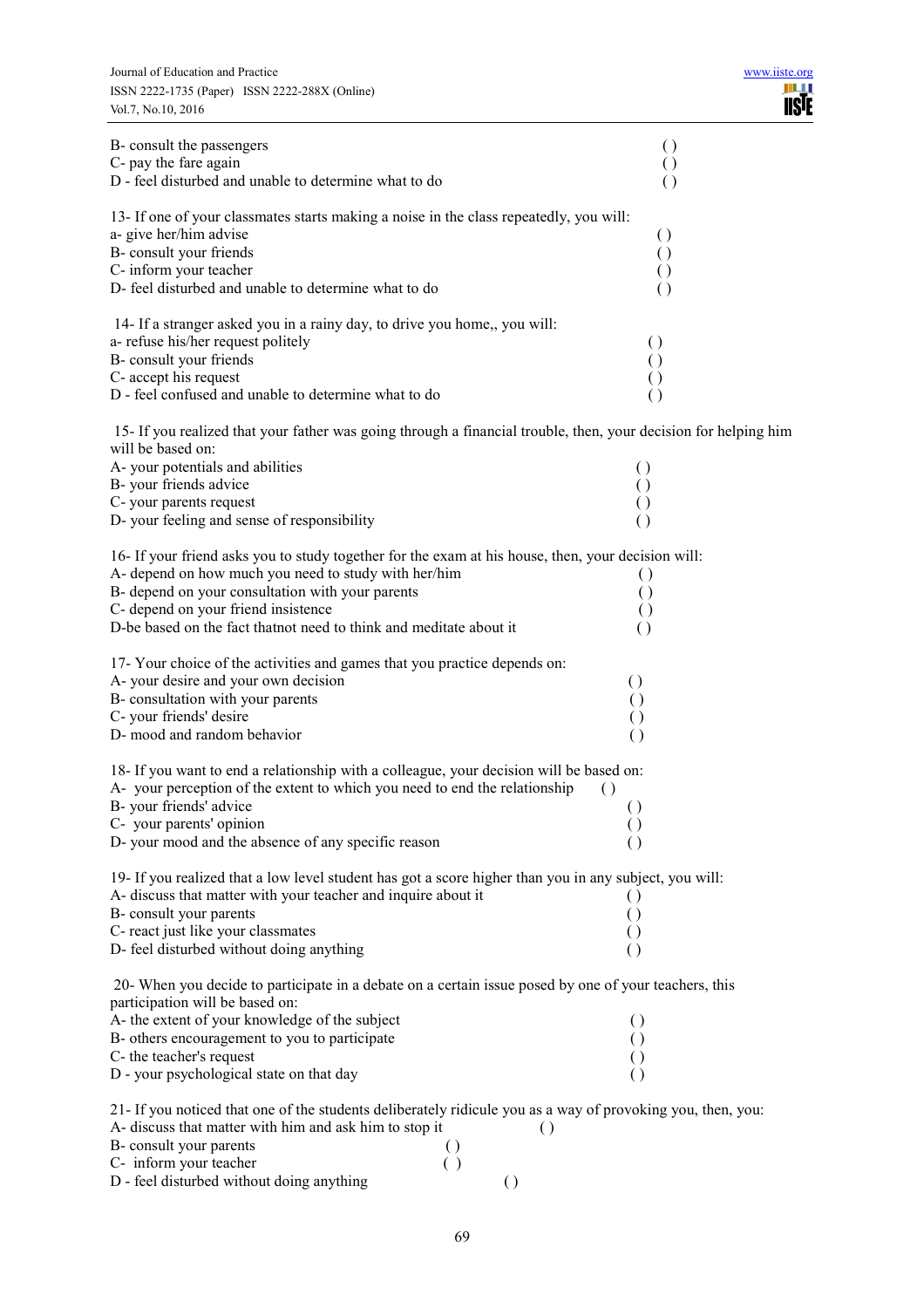B- consult the passengers ( )
C- pay the fare again ( )
D - feel disturbed and unable to determine what to do ( )

13- If one of your classmates starts making a noise in the class repeatedly, you will:
a- give her/him advise ( )
B- consult your friends ( )
C- inform your teacher ( )
D- feel disturbed and unable to determine what to do ( )

14- If a stranger asked you in a rainy day, to drive you home,, you will:
a- refuse his/her request politely ( )
B- consult your friends ( )
C- accept his request ( )
D - feel confused and unable to determine what to do ( )

15- If you realized that your father was going through a financial trouble, then, your decision for helping him will be based on:
A- your potentials and abilities ( )
B- your friends advice ( )
C- your parents request ( )
D- your feeling and sense of responsibility ( )

16- If your friend asks you to study together for the exam at his house, then, your decision will:
A- depend on how much you need to study with her/him ( )
B- depend on your consultation with your parents ( )
C- depend on your friend insistence ( )
D-be based on the fact thatnot need to think and meditate about it ( )

17- Your choice of the activities and games that you practice depends on:
A- your desire and your own decision ( )
B- consultation with your parents ( )
C- your friends' desire ( )
D- mood and random behavior ( )

18- If you want to end a relationship with a colleague, your decision will be based on:
A- your perception of the extent to which you need to end the relationship ( )
B- your friends' advice ( )
C- your parents' opinion ( )
D- your mood and the absence of any specific reason ( )

19- If you realized that a low level student has got a score higher than you in any subject, you will:
A- discuss that matter with your teacher and inquire about it ( )
B- consult your parents ( )
C- react just like your classmates ( )
D- feel disturbed without doing anything ( )

20- When you decide to participate in a debate on a certain issue posed by one of your teachers, this participation will be based on:
A- the extent of your knowledge of the subject ( )
B- others encouragement to you to participate ( )
C- the teacher's request ( )
D - your psychological state on that day ( )

21- If you noticed that one of the students deliberately ridicule you as a way of provoking you, then, you:
A- discuss that matter with him and ask him to stop it ( )
B- consult your parents ( )
C- inform your teacher ( )
D - feel disturbed without doing anything ( )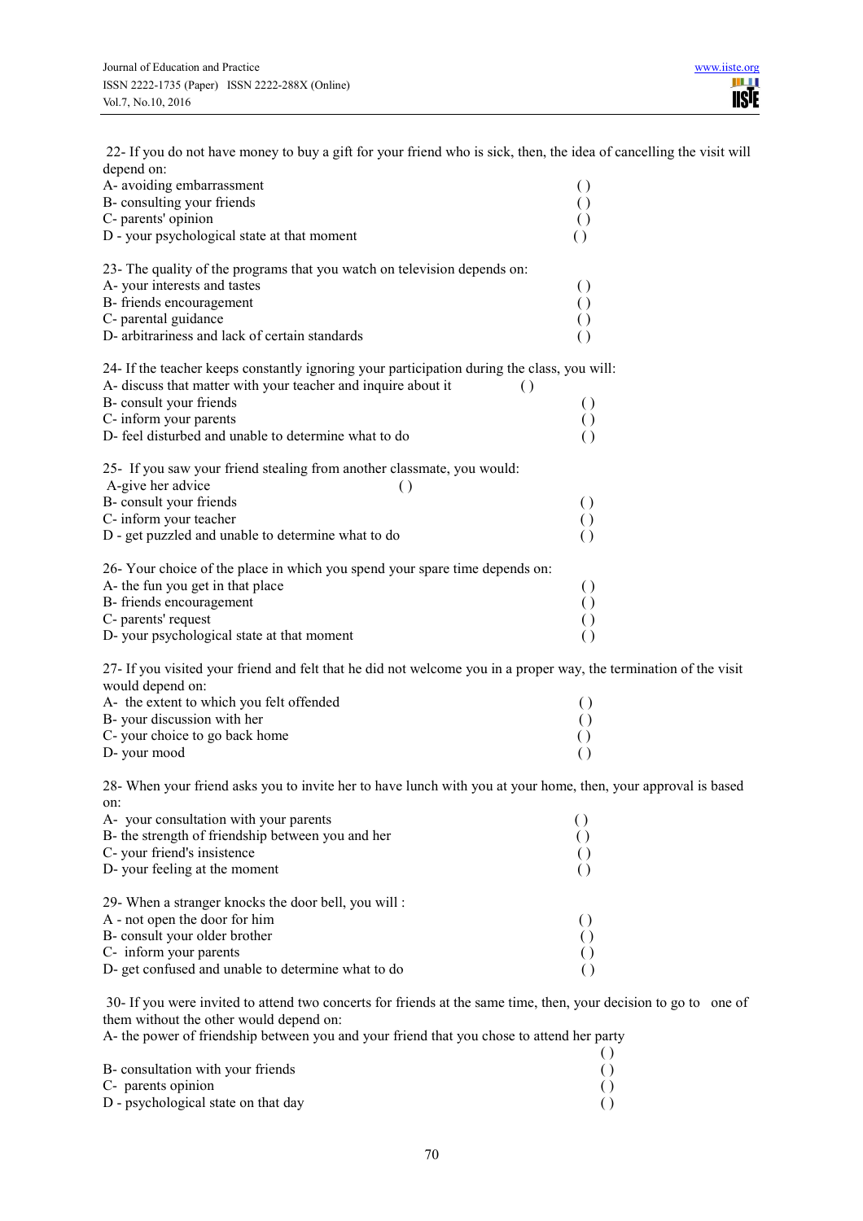22- If you do not have money to buy a gift for your friend who is sick, then, the idea of cancelling the visit will depend on:

A- avoiding embarrassment ( )
B- consulting your friends ( )
C- parents' opinion ( )
D - your psychological state at that moment ( )

23- The quality of the programs that you watch on television depends on:

A- your interests and tastes ( )
B- friends encouragement ( )
C- parental guidance ( )
D- arbitrariness and lack of certain standards ( )

24- If the teacher keeps constantly ignoring your participation during the class, you will:

A- discuss that matter with your teacher and inquire about it ( )
B- consult your friends ( )
C- inform your parents ( )
D- feel disturbed and unable to determine what to do ( )

25- If you saw your friend stealing from another classmate, you would:

A-give her advice ( )
B- consult your friends ( )
C- inform your teacher ( )
D - get puzzled and unable to determine what to do ( )

26- Your choice of the place in which you spend your spare time depends on:

A- the fun you get in that place ( )
B- friends encouragement ( )
C- parents' request ( )
D- your psychological state at that moment ( )

27- If you visited your friend and felt that he did not welcome you in a proper way, the termination of the visit would depend on:

A- the extent to which you felt offended ( )
B- your discussion with her ( )
C- your choice to go back home ( )
D- your mood ( )

28- When your friend asks you to invite her to have lunch with you at your home, then, your approval is based on:

A- your consultation with your parents ( )
B- the strength of friendship between you and her ( )
C- your friend's insistence ( )
D- your feeling at the moment ( )

29- When a stranger knocks the door bell, you will :

A - not open the door for him ( )
B- consult your older brother ( )
C- inform your parents ( )
D- get confused and unable to determine what to do ( )

30- If you were invited to attend two concerts for friends at the same time, then, your decision to go to one of them without the other would depend on:

A- the power of friendship between you and your friend that you chose to attend her party ( )
B- consultation with your friends ( )
C- parents opinion ( )
D - psychological state on that day ( )